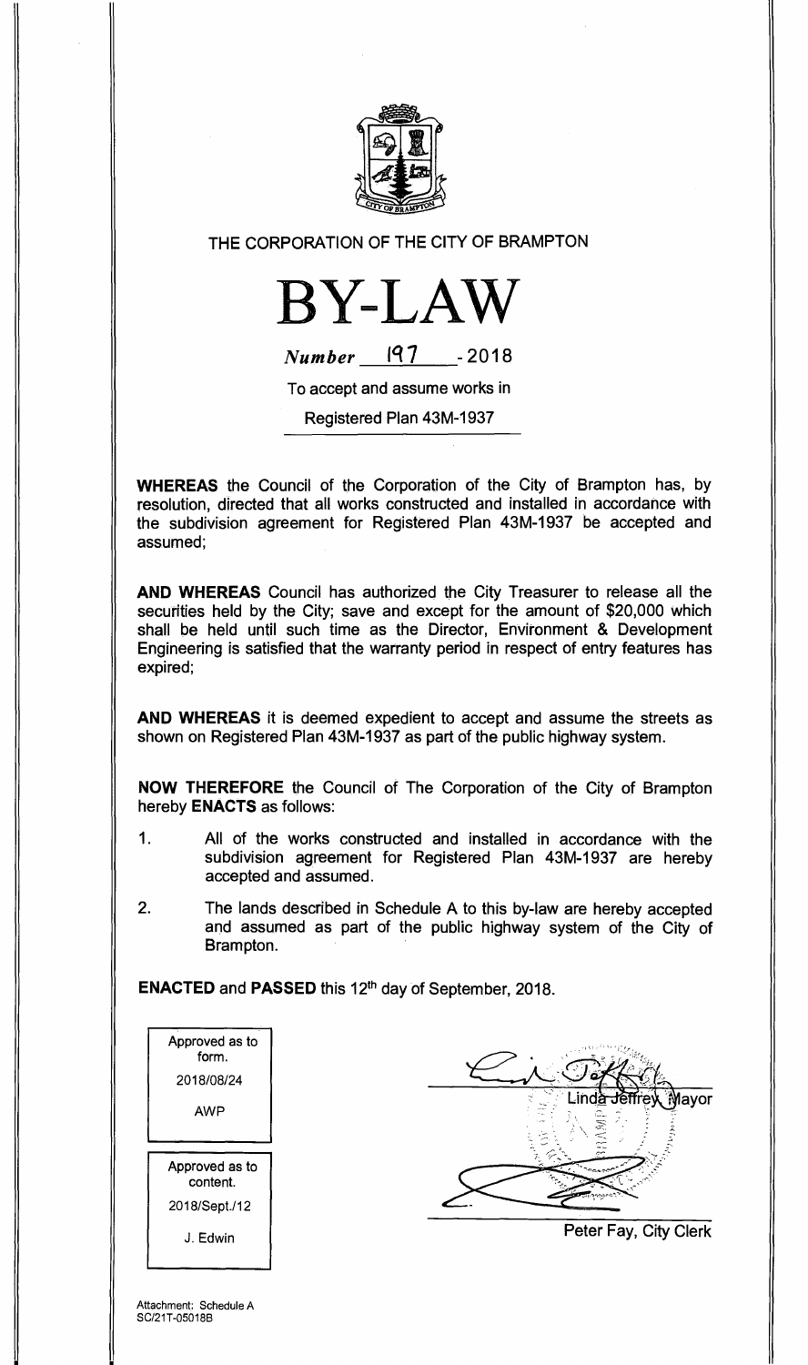THE CORPORATION OF THE CITY OF BRAMPTON

# BY-LAW

*Number* 197 - 2018

To accept and assume works in

Registered Plan 43M-1937

**WHEREAS** the Council of the Corporation of the City of Brampton has, by resolution, directed that all works constructed and installed in accordance with the subdivision agreement for Registered Plan 43M-1937 be accepted and assumed;

**AND WHEREAS** Council has authorized the City Treasurer to release all the securities held by the City; save and except for the amount of $20,000 which shall be held until such time as the Director, Environment & Development Engineering is satisfied that the warranty period in respect of entry features has expired;

**AND WHEREAS** it is deemed expedient to accept and assume the streets as shown on Registered Plan 43M-1937 as part of the public highway system.

**NOW THEREFORE** the Council of The Corporation of the City of Brampton hereby **ENACTS** as follows:

1. All of the works constructed and installed in accordance with the subdivision agreement for Registered Plan 43M-1937 are hereby accepted and assumed.

2. The lands described in Schedule A to this by-law are hereby accepted and assumed as part of the public highway system of the City of Brampton.

**ENACTED** and **PASSED** this 12th day of September, 2018.

Approved as to form.
2018/08/24
AWP

Approved as to content.
2018/Sept./12
J. Edwin

Linda Jeffrey, Mayor

Peter Fay, City Clerk

Attachment: Schedule A
SC/21T-05018B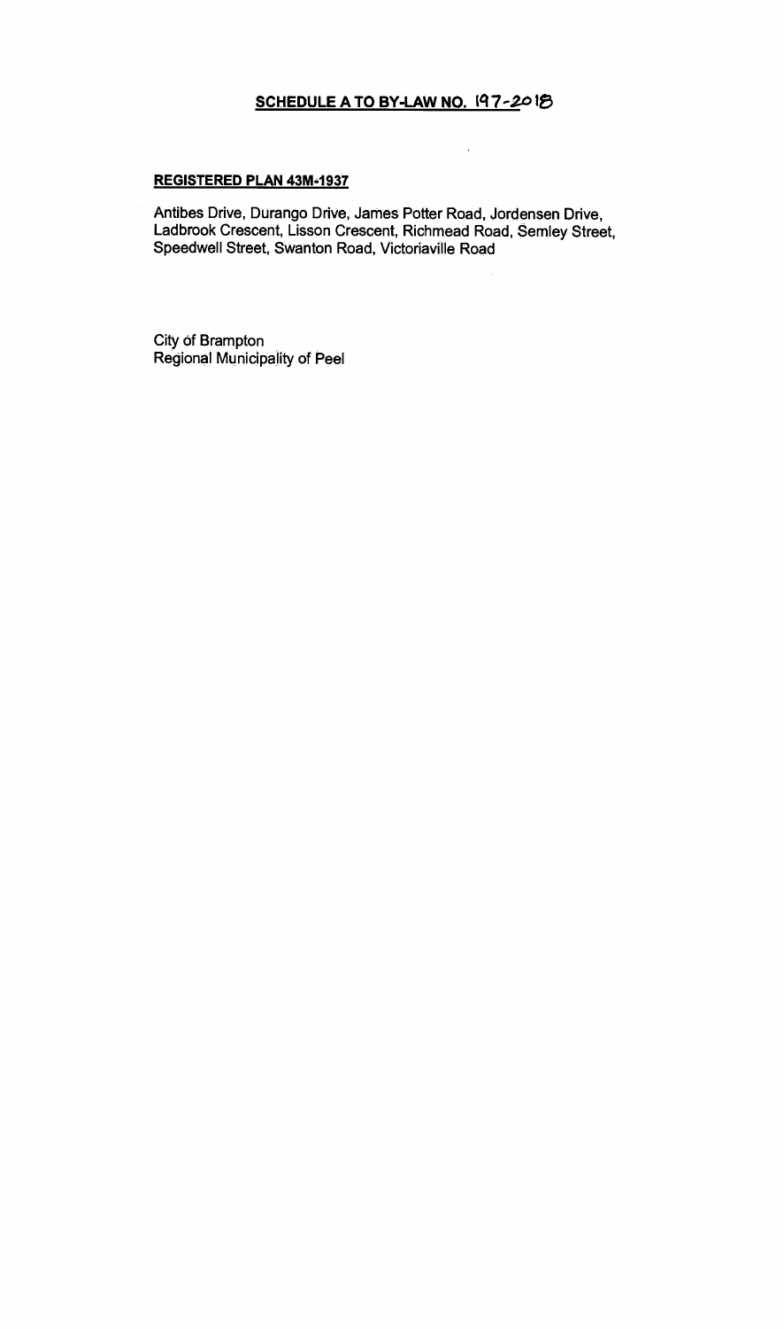## SCHEDULE A TO BY-LAW NO. 197-2018

**REGISTERED PLAN 43M-1937**

Antibes Drive, Durango Drive, James Potter Road, Jordensen Drive, Ladbrook Crescent, Lisson Crescent, Richmead Road, Semley Street, Speedwell Street, Swanton Road, Victoriaville Road

City of Brampton
Regional Municipality of Peel